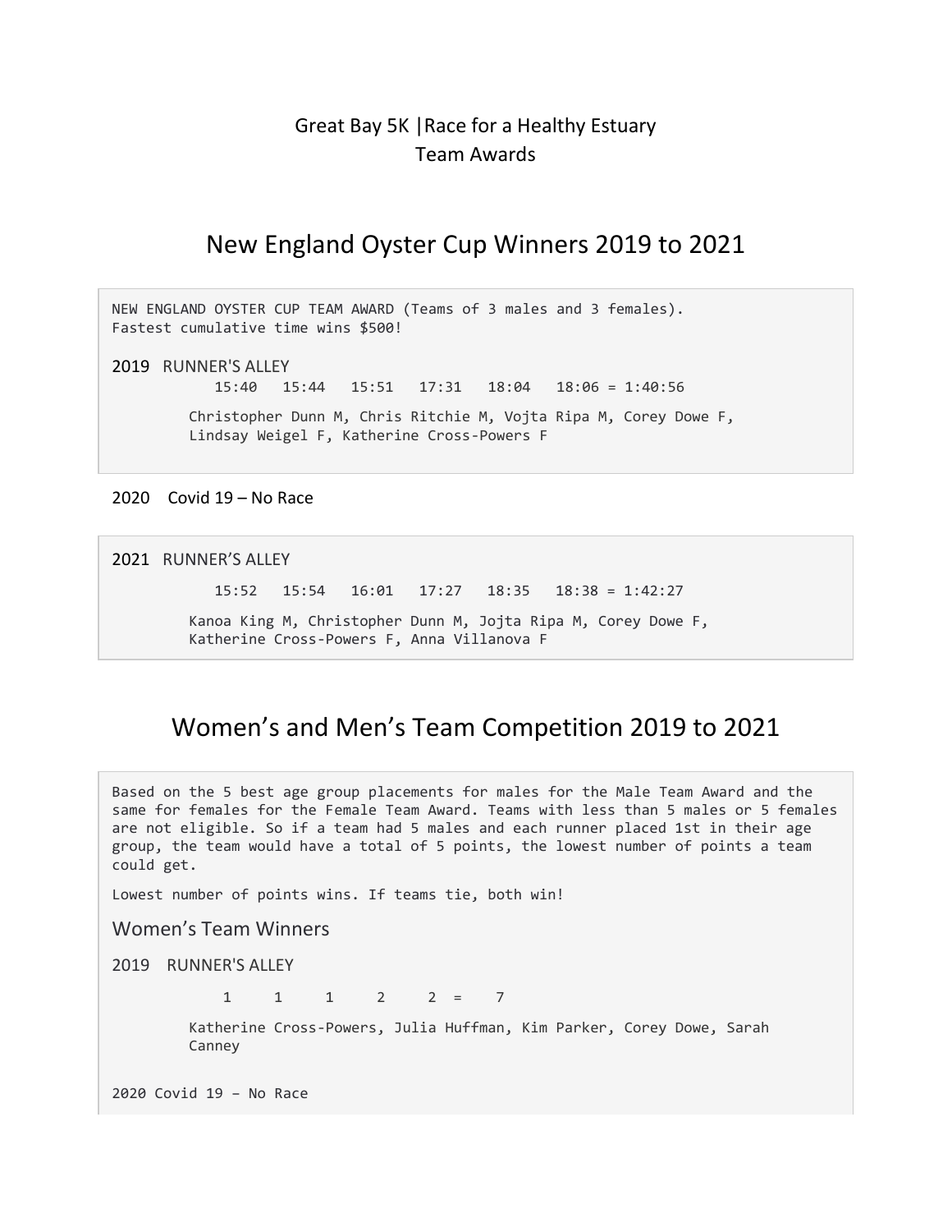Great Bay 5K |Race for a Healthy Estuary
Team Awards

## New England Oyster Cup Winners 2019 to 2021

NEW ENGLAND OYSTER CUP TEAM AWARD (Teams of 3 males and 3 females).
Fastest cumulative time wins $500!

2019 RUNNER'S ALLEY

15:40 15:44 15:51 17:31 18:04 18:06 = 1:40:56

Christopher Dunn M, Chris Ritchie M, Vojta Ripa M, Corey Dowe F, Lindsay Weigel F, Katherine Cross-Powers F

2020 Covid 19 – No Race

2021 RUNNER'S ALLEY

15:52 15:54 16:01 17:27 18:35 18:38 = 1:42:27

Kanoa King M, Christopher Dunn M, Jojta Ripa M, Corey Dowe F, Katherine Cross-Powers F, Anna Villanova F

## Women's and Men's Team Competition 2019 to 2021

Based on the 5 best age group placements for males for the Male Team Award and the same for females for the Female Team Award. Teams with less than 5 males or 5 females are not eligible. So if a team had 5 males and each runner placed 1st in their age group, the team would have a total of 5 points, the lowest number of points a team could get.

Lowest number of points wins. If teams tie, both win!

### Women's Team Winners

2019 RUNNER'S ALLEY

1 1 1 2 2 = 7

Katherine Cross-Powers, Julia Huffman, Kim Parker, Corey Dowe, Sarah Canney

2020 Covid 19 – No Race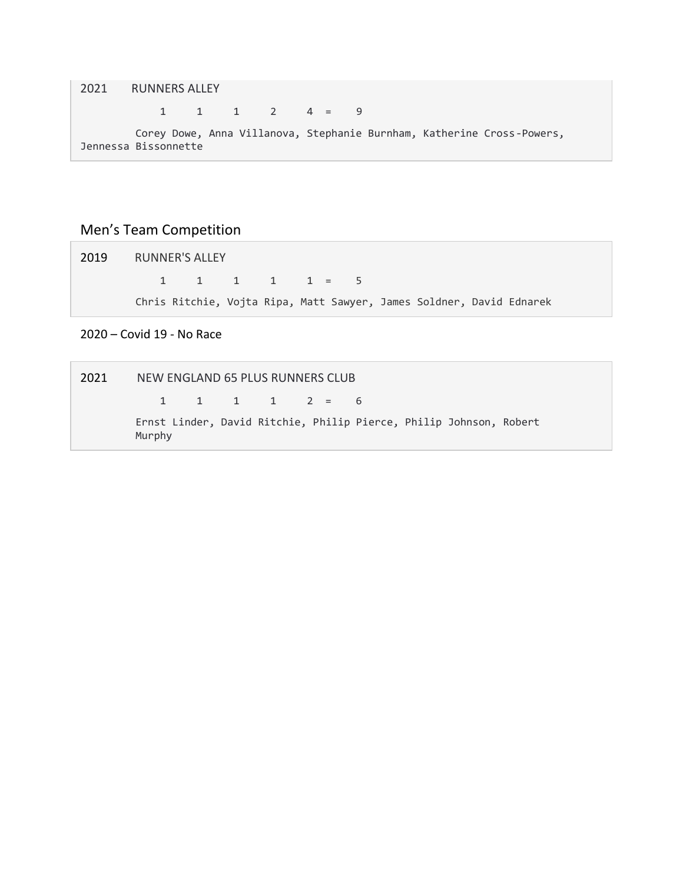2021 RUNNERS ALLEY

```
        1     1     1     2     4  =    9
        Corey Dowe, Anna Villanova, Stephanie Burnham, Katherine Cross-Powers,
Jennessa Bissonnette
```

## Men's Team Competition

2019 RUNNER'S ALLEY

```
        1     1     1     1     1  =    5
        Chris Ritchie, Vojta Ripa, Matt Sawyer, James Soldner, David Ednarek
```

2020 – Covid 19 - No Race

2021 NEW ENGLAND 65 PLUS RUNNERS CLUB

```
        1     1     1     1     2  =    6
        Ernst Linder, David Ritchie, Philip Pierce, Philip Johnson, Robert
        Murphy
```